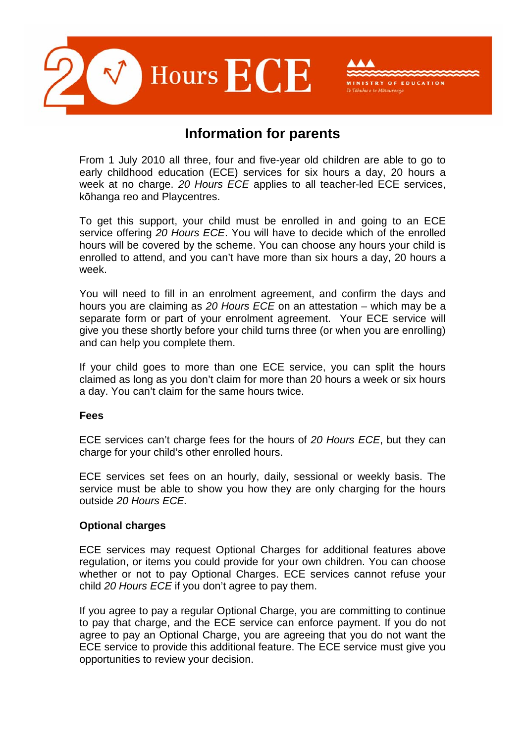# 20 Hours ECE

MINISTRY OF EDUCATION
Te Tāhuhu o te Mātauranga

## Information for parents

From 1 July 2010 all three, four and five-year old children are able to go to early childhood education (ECE) services for six hours a day, 20 hours a week at no charge. *20 Hours ECE* applies to all teacher-led ECE services, kōhanga reo and Playcentres.

To get this support, your child must be enrolled in and going to an ECE service offering *20 Hours ECE*. You will have to decide which of the enrolled hours will be covered by the scheme. You can choose any hours your child is enrolled to attend, and you can't have more than six hours a day, 20 hours a week.

You will need to fill in an enrolment agreement, and confirm the days and hours you are claiming as *20 Hours ECE* on an attestation – which may be a separate form or part of your enrolment agreement. Your ECE service will give you these shortly before your child turns three (or when you are enrolling) and can help you complete them.

If your child goes to more than one ECE service, you can split the hours claimed as long as you don't claim for more than 20 hours a week or six hours a day. You can't claim for the same hours twice.

**Fees**

ECE services can't charge fees for the hours of *20 Hours ECE*, but they can charge for your child's other enrolled hours.

ECE services set fees on an hourly, daily, sessional or weekly basis. The service must be able to show you how they are only charging for the hours outside *20 Hours ECE.*

**Optional charges**

ECE services may request Optional Charges for additional features above regulation, or items you could provide for your own children. You can choose whether or not to pay Optional Charges. ECE services cannot refuse your child *20 Hours ECE* if you don't agree to pay them.

If you agree to pay a regular Optional Charge, you are committing to continue to pay that charge, and the ECE service can enforce payment. If you do not agree to pay an Optional Charge, you are agreeing that you do not want the ECE service to provide this additional feature. The ECE service must give you opportunities to review your decision.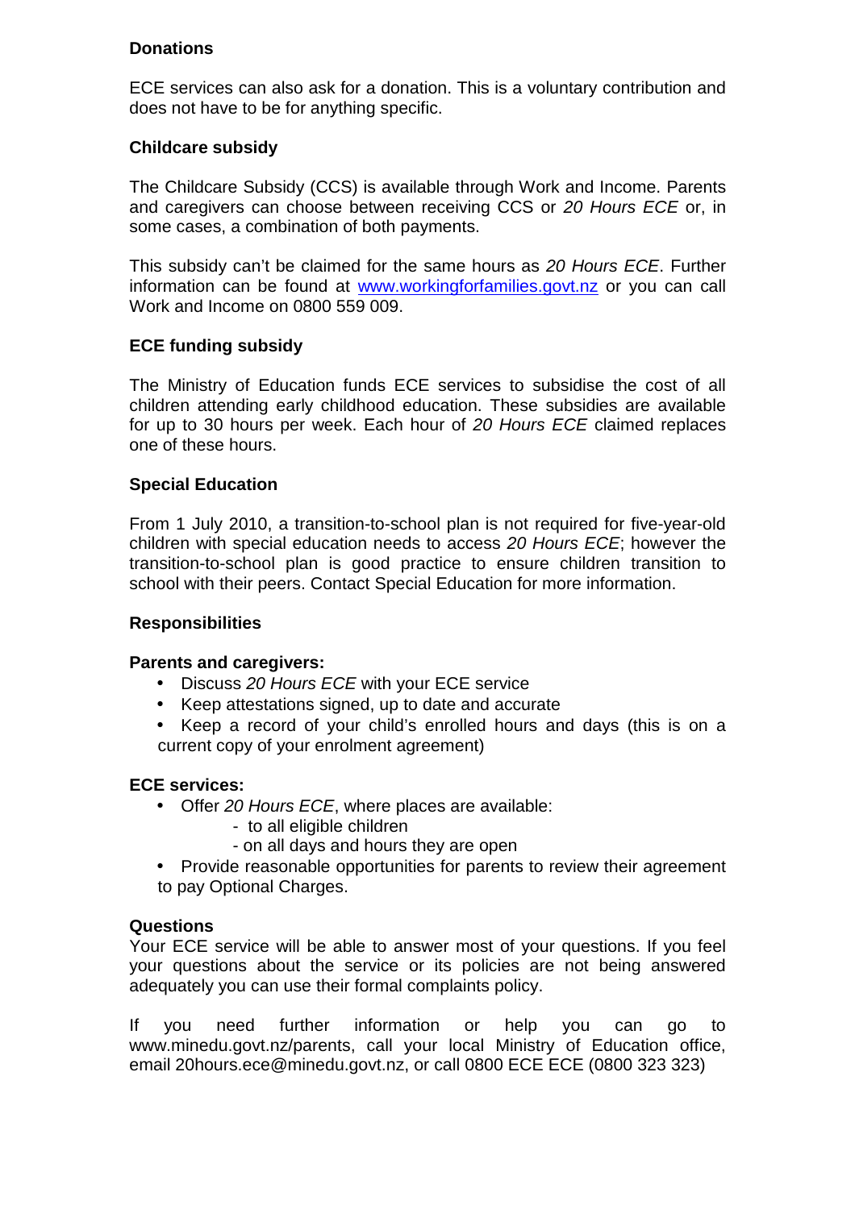### Donations

ECE services can also ask for a donation. This is a voluntary contribution and does not have to be for anything specific.

### Childcare subsidy

The Childcare Subsidy (CCS) is available through Work and Income. Parents and caregivers can choose between receiving CCS or *20 Hours ECE* or, in some cases, a combination of both payments.

This subsidy can't be claimed for the same hours as *20 Hours ECE*. Further information can be found at [www.workingforfamilies.govt.nz](http://www.workingforfamilies.govt.nz) or you can call Work and Income on 0800 559 009.

### ECE funding subsidy

The Ministry of Education funds ECE services to subsidise the cost of all children attending early childhood education. These subsidies are available for up to 30 hours per week. Each hour of *20 Hours ECE* claimed replaces one of these hours.

### Special Education

From 1 July 2010, a transition-to-school plan is not required for five-year-old children with special education needs to access *20 Hours ECE*; however the transition-to-school plan is good practice to ensure children transition to school with their peers. Contact Special Education for more information.

### Responsibilities

**Parents and caregivers:**

- Discuss *20 Hours ECE* with your ECE service
- Keep attestations signed, up to date and accurate
- Keep a record of your child's enrolled hours and days (this is on a current copy of your enrolment agreement)

**ECE services:**

- Offer *20 Hours ECE*, where places are available:
  - to all eligible children
  - on all days and hours they are open
- Provide reasonable opportunities for parents to review their agreement to pay Optional Charges.

**Questions**

Your ECE service will be able to answer most of your questions. If you feel your questions about the service or its policies are not being answered adequately you can use their formal complaints policy.

If you need further information or help you can go to www.minedu.govt.nz/parents, call your local Ministry of Education office, email 20hours.ece@minedu.govt.nz, or call 0800 ECE ECE (0800 323 323)